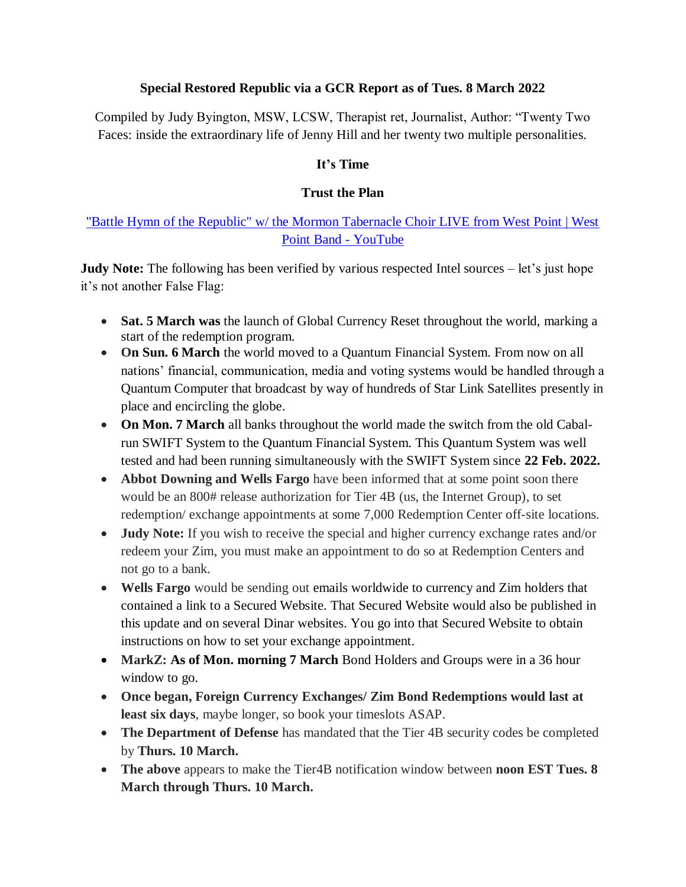**Special Restored Republic via a GCR Report as of Tues. 8 March 2022**

Compiled by Judy Byington, MSW, LCSW, Therapist ret, Journalist, Author: "Twenty Two Faces: inside the extraordinary life of Jenny Hill and her twenty two multiple personalities.

**It's Time**

**Trust the Plan**

["Battle Hymn of the Republic" w/ the Mormon Tabernacle Choir LIVE from West Point | West Point Band - YouTube]

**Judy Note:** The following has been verified by various respected Intel sources – let's just hope it's not another False Flag:

- **Sat. 5 March was** the launch of Global Currency Reset throughout the world, marking a start of the redemption program.
- **On Sun. 6 March** the world moved to a Quantum Financial System. From now on all nations' financial, communication, media and voting systems would be handled through a Quantum Computer that broadcast by way of hundreds of Star Link Satellites presently in place and encircling the globe.
- **On Mon. 7 March** all banks throughout the world made the switch from the old Cabal-run SWIFT System to the Quantum Financial System. This Quantum System was well tested and had been running simultaneously with the SWIFT System since **22 Feb. 2022.**
- **Abbot Downing and Wells Fargo** have been informed that at some point soon there would be an 800# release authorization for Tier 4B (us, the Internet Group), to set redemption/ exchange appointments at some 7,000 Redemption Center off-site locations.
- **Judy Note:** If you wish to receive the special and higher currency exchange rates and/or redeem your Zim, you must make an appointment to do so at Redemption Centers and not go to a bank.
- **Wells Fargo** would be sending out emails worldwide to currency and Zim holders that contained a link to a Secured Website. That Secured Website would also be published in this update and on several Dinar websites. You go into that Secured Website to obtain instructions on how to set your exchange appointment.
- **MarkZ: As of Mon. morning 7 March** Bond Holders and Groups were in a 36 hour window to go.
- **Once began, Foreign Currency Exchanges/ Zim Bond Redemptions would last at least six days**, maybe longer, so book your timeslots ASAP.
- **The Department of Defense** has mandated that the Tier 4B security codes be completed by **Thurs. 10 March.**
- **The above** appears to make the Tier4B notification window between **noon EST Tues. 8 March through Thurs. 10 March.**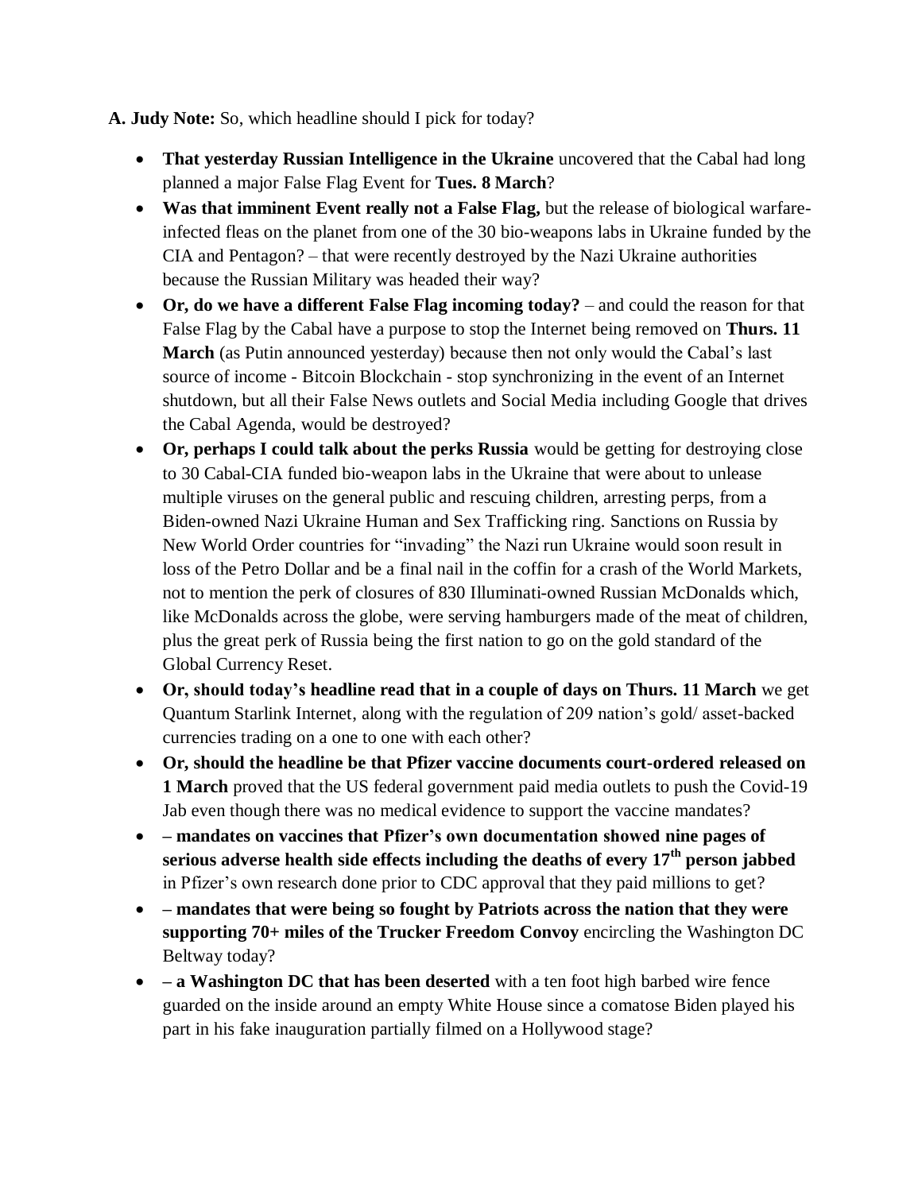**A. Judy Note:** So, which headline should I pick for today?

- **That yesterday Russian Intelligence in the Ukraine** uncovered that the Cabal had long planned a major False Flag Event for **Tues. 8 March**?
- **Was that imminent Event really not a False Flag,** but the release of biological warfare-infected fleas on the planet from one of the 30 bio-weapons labs in Ukraine funded by the CIA and Pentagon? – that were recently destroyed by the Nazi Ukraine authorities because the Russian Military was headed their way?
- **Or, do we have a different False Flag incoming today?** – and could the reason for that False Flag by the Cabal have a purpose to stop the Internet being removed on **Thurs. 11 March** (as Putin announced yesterday) because then not only would the Cabal's last source of income - Bitcoin Blockchain - stop synchronizing in the event of an Internet shutdown, but all their False News outlets and Social Media including Google that drives the Cabal Agenda, would be destroyed?
- **Or, perhaps I could talk about the perks Russia** would be getting for destroying close to 30 Cabal-CIA funded bio-weapon labs in the Ukraine that were about to unlease multiple viruses on the general public and rescuing children, arresting perps, from a Biden-owned Nazi Ukraine Human and Sex Trafficking ring. Sanctions on Russia by New World Order countries for "invading" the Nazi run Ukraine would soon result in loss of the Petro Dollar and be a final nail in the coffin for a crash of the World Markets, not to mention the perk of closures of 830 Illuminati-owned Russian McDonalds which, like McDonalds across the globe, were serving hamburgers made of the meat of children, plus the great perk of Russia being the first nation to go on the gold standard of the Global Currency Reset.
- **Or, should today's headline read that in a couple of days on Thurs. 11 March** we get Quantum Starlink Internet, along with the regulation of 209 nation's gold/ asset-backed currencies trading on a one to one with each other?
- **Or, should the headline be that Pfizer vaccine documents court-ordered released on 1 March** proved that the US federal government paid media outlets to push the Covid-19 Jab even though there was no medical evidence to support the vaccine mandates?
- **– mandates on vaccines that Pfizer's own documentation showed nine pages of serious adverse health side effects including the deaths of every 17th person jabbed** in Pfizer's own research done prior to CDC approval that they paid millions to get?
- **– mandates that were being so fought by Patriots across the nation that they were supporting 70+ miles of the Trucker Freedom Convoy** encircling the Washington DC Beltway today?
- **– a Washington DC that has been deserted** with a ten foot high barbed wire fence guarded on the inside around an empty White House since a comatose Biden played his part in his fake inauguration partially filmed on a Hollywood stage?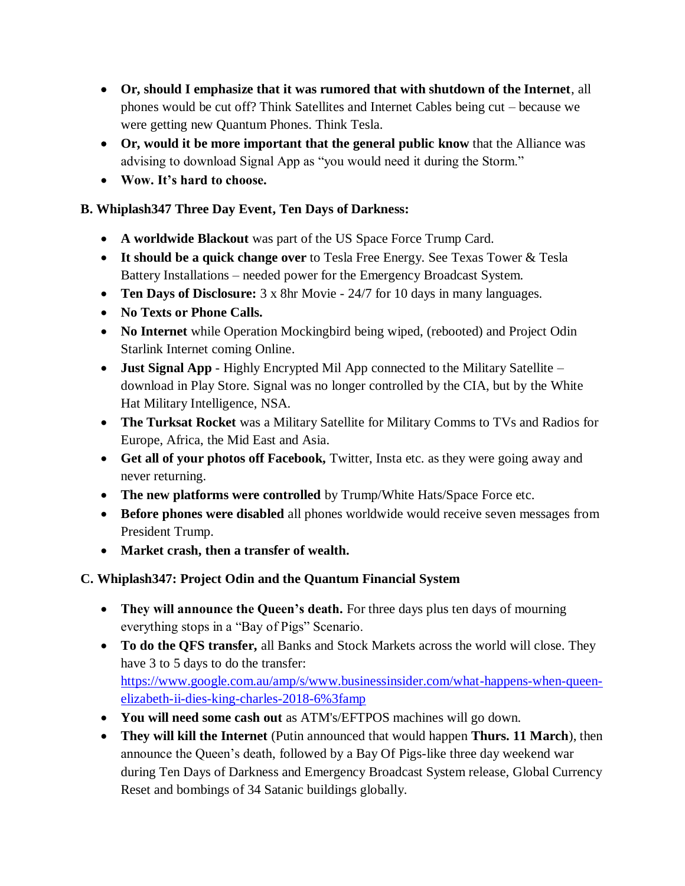- **Or, should I emphasize that it was rumored that with shutdown of the Internet**, all phones would be cut off? Think Satellites and Internet Cables being cut – because we were getting new Quantum Phones. Think Tesla.
- **Or, would it be more important that the general public know** that the Alliance was advising to download Signal App as "you would need it during the Storm."
- **Wow. It's hard to choose.**

### B. Whiplash347 Three Day Event, Ten Days of Darkness:

- **A worldwide Blackout** was part of the US Space Force Trump Card.
- **It should be a quick change over** to Tesla Free Energy. See Texas Tower & Tesla Battery Installations – needed power for the Emergency Broadcast System.
- **Ten Days of Disclosure:** 3 x 8hr Movie - 24/7 for 10 days in many languages.
- **No Texts or Phone Calls.**
- **No Internet** while Operation Mockingbird being wiped, (rebooted) and Project Odin Starlink Internet coming Online.
- **Just Signal App** - Highly Encrypted Mil App connected to the Military Satellite – download in Play Store. Signal was no longer controlled by the CIA, but by the White Hat Military Intelligence, NSA.
- **The Turksat Rocket** was a Military Satellite for Military Comms to TVs and Radios for Europe, Africa, the Mid East and Asia.
- **Get all of your photos off Facebook,** Twitter, Insta etc. as they were going away and never returning.
- **The new platforms were controlled** by Trump/White Hats/Space Force etc.
- **Before phones were disabled** all phones worldwide would receive seven messages from President Trump.
- **Market crash, then a transfer of wealth.**

### C. Whiplash347: Project Odin and the Quantum Financial System

- **They will announce the Queen's death.** For three days plus ten days of mourning everything stops in a "Bay of Pigs" Scenario.
- **To do the QFS transfer,** all Banks and Stock Markets across the world will close. They have 3 to 5 days to do the transfer: [https://www.google.com.au/amp/s/www.businessinsider.com/what-happens-when-queen-elizabeth-ii-dies-king-charles-2018-6%3famp](https://www.google.com.au/amp/s/www.businessinsider.com/what-happens-when-queen-elizabeth-ii-dies-king-charles-2018-6%3famp)
- **You will need some cash out** as ATM's/EFTPOS machines will go down.
- **They will kill the Internet** (Putin announced that would happen **Thurs. 11 March**), then announce the Queen's death, followed by a Bay Of Pigs-like three day weekend war during Ten Days of Darkness and Emergency Broadcast System release, Global Currency Reset and bombings of 34 Satanic buildings globally.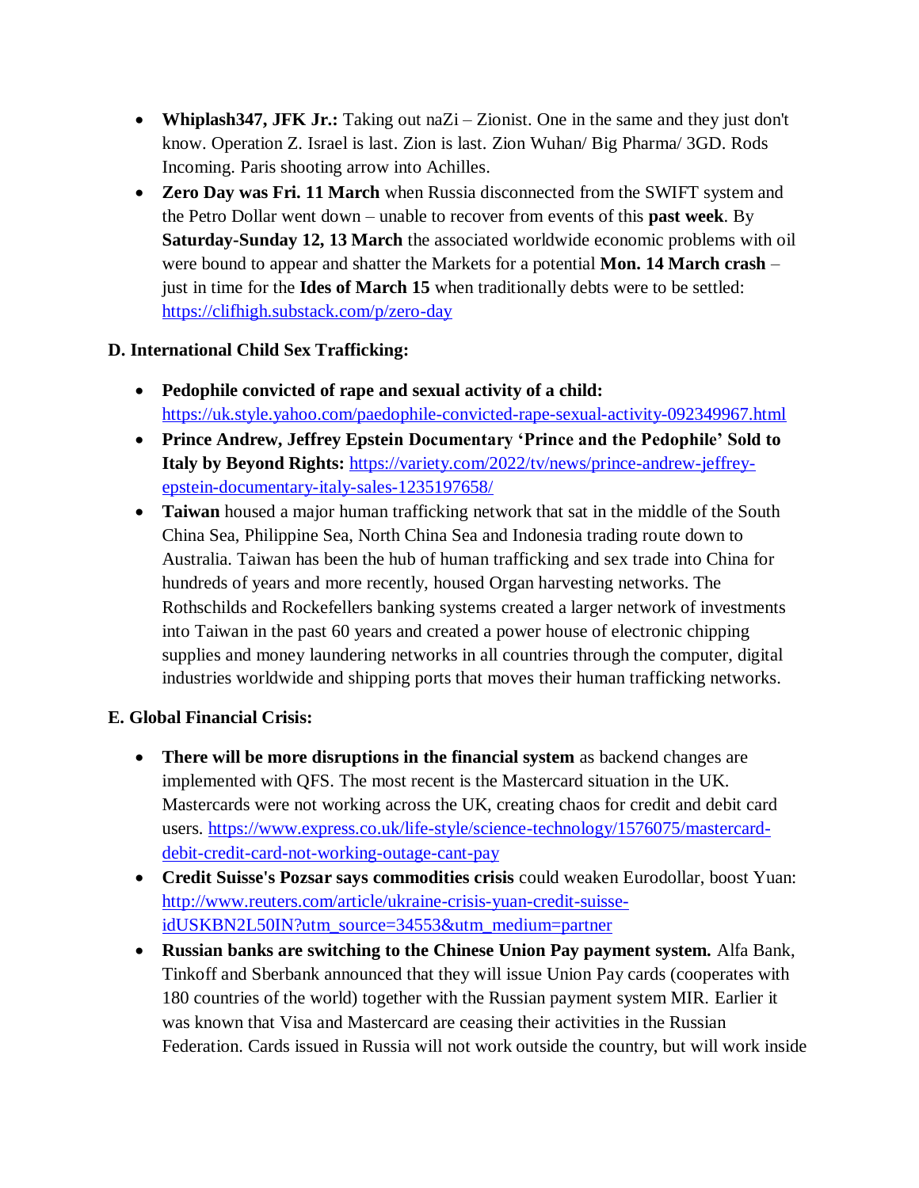- **Whiplash347, JFK Jr.:** Taking out naZi – Zionist. One in the same and they just don't know. Operation Z. Israel is last. Zion is last. Zion Wuhan/ Big Pharma/ 3GD. Rods Incoming. Paris shooting arrow into Achilles.
- **Zero Day was Fri. 11 March** when Russia disconnected from the SWIFT system and the Petro Dollar went down – unable to recover from events of this **past week**. By **Saturday-Sunday 12, 13 March** the associated worldwide economic problems with oil were bound to appear and shatter the Markets for a potential **Mon. 14 March crash** – just in time for the **Ides of March 15** when traditionally debts were to be settled: https://clifhigh.substack.com/p/zero-day

**D. International Child Sex Trafficking:**

- **Pedophile convicted of rape and sexual activity of a child:** https://uk.style.yahoo.com/paedophile-convicted-rape-sexual-activity-092349967.html
- **Prince Andrew, Jeffrey Epstein Documentary 'Prince and the Pedophile' Sold to Italy by Beyond Rights:** https://variety.com/2022/tv/news/prince-andrew-jeffrey-epstein-documentary-italy-sales-1235197658/
- **Taiwan** housed a major human trafficking network that sat in the middle of the South China Sea, Philippine Sea, North China Sea and Indonesia trading route down to Australia. Taiwan has been the hub of human trafficking and sex trade into China for hundreds of years and more recently, housed Organ harvesting networks. The Rothschilds and Rockefellers banking systems created a larger network of investments into Taiwan in the past 60 years and created a power house of electronic chipping supplies and money laundering networks in all countries through the computer, digital industries worldwide and shipping ports that moves their human trafficking networks.

**E. Global Financial Crisis:**

- **There will be more disruptions in the financial system** as backend changes are implemented with QFS. The most recent is the Mastercard situation in the UK. Mastercards were not working across the UK, creating chaos for credit and debit card users. https://www.express.co.uk/life-style/science-technology/1576075/mastercard-debit-credit-card-not-working-outage-cant-pay
- **Credit Suisse's Pozsar says commodities crisis** could weaken Eurodollar, boost Yuan: http://www.reuters.com/article/ukraine-crisis-yuan-credit-suisse-idUSKBN2L50IN?utm_source=34553&utm_medium=partner
- **Russian banks are switching to the Chinese Union Pay payment system.** Alfa Bank, Tinkoff and Sberbank announced that they will issue Union Pay cards (cooperates with 180 countries of the world) together with the Russian payment system MIR. Earlier it was known that Visa and Mastercard are ceasing their activities in the Russian Federation. Cards issued in Russia will not work outside the country, but will work inside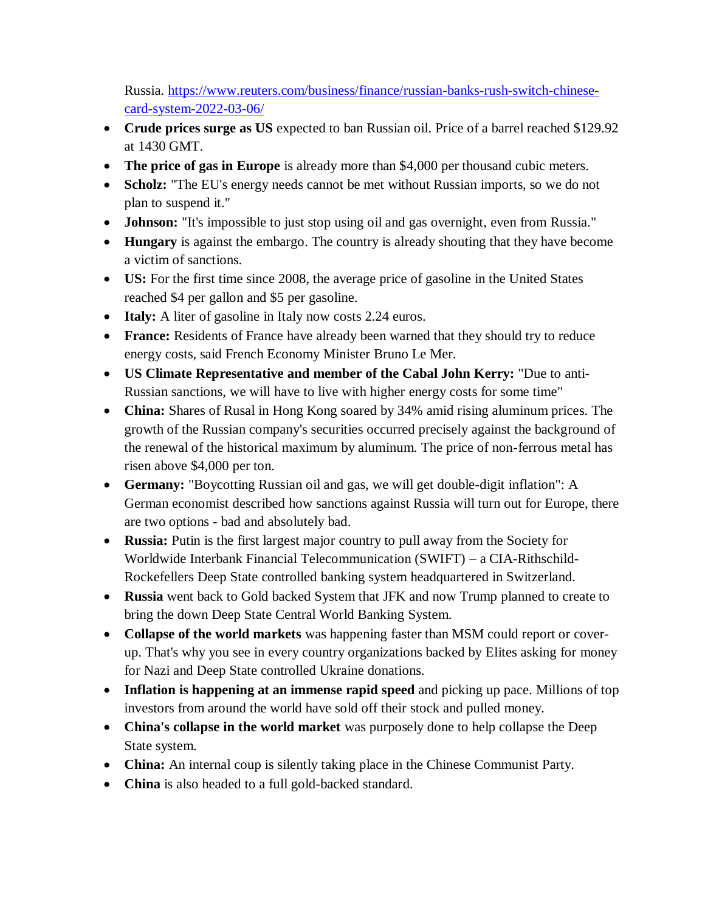Russia. https://www.reuters.com/business/finance/russian-banks-rush-switch-chinese-card-system-2022-03-06/

- **Crude prices surge as US** expected to ban Russian oil. Price of a barrel reached $129.92 at 1430 GMT.
- **The price of gas in Europe** is already more than $4,000 per thousand cubic meters.
- **Scholz:** "The EU's energy needs cannot be met without Russian imports, so we do not plan to suspend it."
- **Johnson:** "It's impossible to just stop using oil and gas overnight, even from Russia."
- **Hungary** is against the embargo. The country is already shouting that they have become a victim of sanctions.
- **US:** For the first time since 2008, the average price of gasoline in the United States reached $4 per gallon and $5 per gasoline.
- **Italy:** A liter of gasoline in Italy now costs 2.24 euros.
- **France:** Residents of France have already been warned that they should try to reduce energy costs, said French Economy Minister Bruno Le Mer.
- **US Climate Representative and member of the Cabal John Kerry:** "Due to anti-Russian sanctions, we will have to live with higher energy costs for some time"
- **China:** Shares of Rusal in Hong Kong soared by 34% amid rising aluminum prices. The growth of the Russian company's securities occurred precisely against the background of the renewal of the historical maximum by aluminum. The price of non-ferrous metal has risen above $4,000 per ton.
- **Germany:** "Boycotting Russian oil and gas, we will get double-digit inflation": A German economist described how sanctions against Russia will turn out for Europe, there are two options - bad and absolutely bad.
- **Russia:** Putin is the first largest major country to pull away from the Society for Worldwide Interbank Financial Telecommunication (SWIFT) – a CIA-Rithschild-Rockefellers Deep State controlled banking system headquartered in Switzerland.
- **Russia** went back to Gold backed System that JFK and now Trump planned to create to bring the down Deep State Central World Banking System.
- **Collapse of the world markets** was happening faster than MSM could report or cover-up. That's why you see in every country organizations backed by Elites asking for money for Nazi and Deep State controlled Ukraine donations.
- **Inflation is happening at an immense rapid speed** and picking up pace. Millions of top investors from around the world have sold off their stock and pulled money.
- **China's collapse in the world market** was purposely done to help collapse the Deep State system.
- **China:** An internal coup is silently taking place in the Chinese Communist Party.
- **China** is also headed to a full gold-backed standard.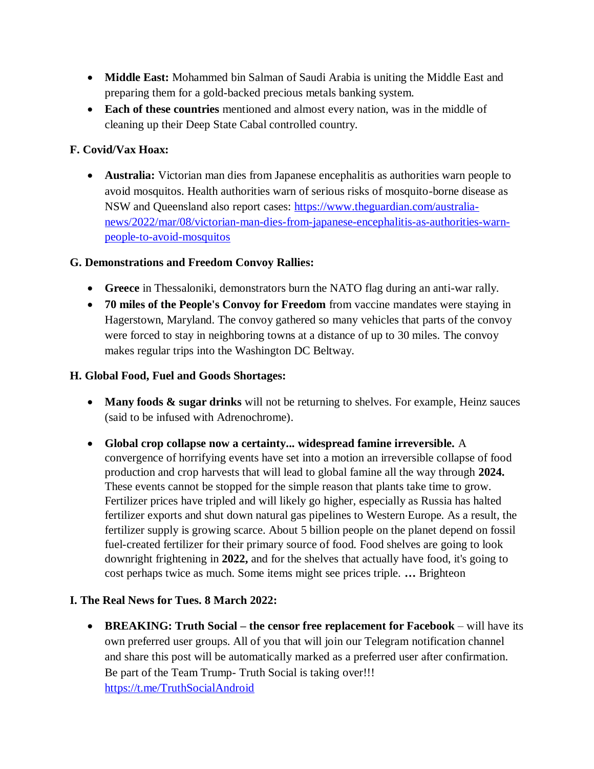- **Middle East:** Mohammed bin Salman of Saudi Arabia is uniting the Middle East and preparing them for a gold-backed precious metals banking system.
- **Each of these countries** mentioned and almost every nation, was in the middle of cleaning up their Deep State Cabal controlled country.

### F. Covid/Vax Hoax:

- **Australia:** Victorian man dies from Japanese encephalitis as authorities warn people to avoid mosquitos. Health authorities warn of serious risks of mosquito-borne disease as NSW and Queensland also report cases: [https://www.theguardian.com/australia-news/2022/mar/08/victorian-man-dies-from-japanese-encephalitis-as-authorities-warn-people-to-avoid-mosquitos](https://www.theguardian.com/australia-news/2022/mar/08/victorian-man-dies-from-japanese-encephalitis-as-authorities-warn-people-to-avoid-mosquitos)

### G. Demonstrations and Freedom Convoy Rallies:

- **Greece** in Thessaloniki, demonstrators burn the NATO flag during an anti-war rally.
- **70 miles of the People's Convoy for Freedom** from vaccine mandates were staying in Hagerstown, Maryland. The convoy gathered so many vehicles that parts of the convoy were forced to stay in neighboring towns at a distance of up to 30 miles. The convoy makes regular trips into the Washington DC Beltway.

### H. Global Food, Fuel and Goods Shortages:

- **Many foods & sugar drinks** will not be returning to shelves. For example, Heinz sauces (said to be infused with Adrenochrome).

- **Global crop collapse now a certainty... widespread famine irreversible.** A convergence of horrifying events have set into a motion an irreversible collapse of food production and crop harvests that will lead to global famine all the way through **2024.** These events cannot be stopped for the simple reason that plants take time to grow. Fertilizer prices have tripled and will likely go higher, especially as Russia has halted fertilizer exports and shut down natural gas pipelines to Western Europe. As a result, the fertilizer supply is growing scarce. About 5 billion people on the planet depend on fossil fuel-created fertilizer for their primary source of food. Food shelves are going to look downright frightening in **2022,** and for the shelves that actually have food, it's going to cost perhaps twice as much. Some items might see prices triple. **…** Brighteon

### I. The Real News for Tues. 8 March 2022:

- **BREAKING: Truth Social – the censor free replacement for Facebook** – will have its own preferred user groups. All of you that will join our Telegram notification channel and share this post will be automatically marked as a preferred user after confirmation. Be part of the Team Trump- Truth Social is taking over!!! [https://t.me/TruthSocialAndroid](https://t.me/TruthSocialAndroid)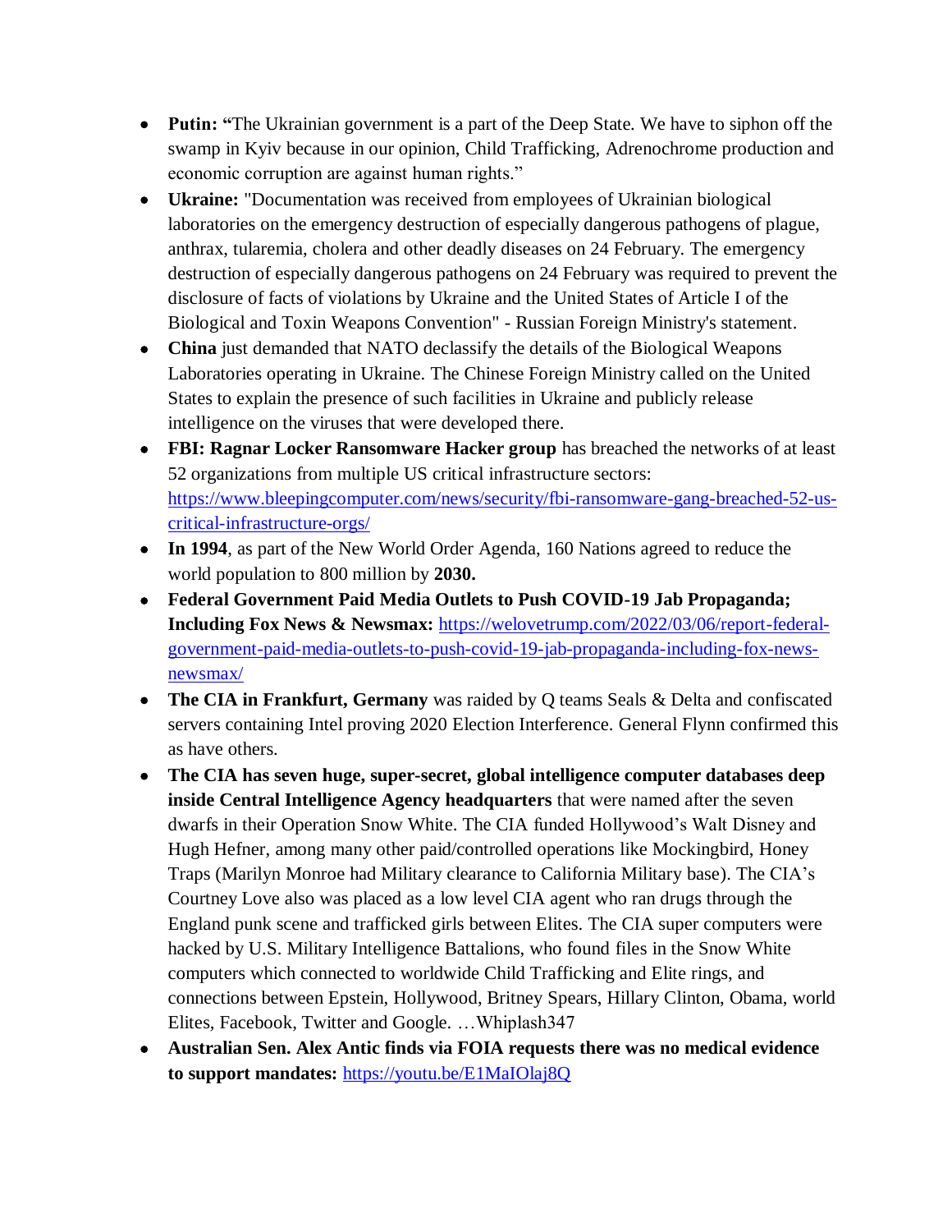- **Putin: "**The Ukrainian government is a part of the Deep State. We have to siphon off the swamp in Kyiv because in our opinion, Child Trafficking, Adrenochrome production and economic corruption are against human rights."
- **Ukraine:** "Documentation was received from employees of Ukrainian biological laboratories on the emergency destruction of especially dangerous pathogens of plague, anthrax, tularemia, cholera and other deadly diseases on 24 February. The emergency destruction of especially dangerous pathogens on 24 February was required to prevent the disclosure of facts of violations by Ukraine and the United States of Article I of the Biological and Toxin Weapons Convention" - Russian Foreign Ministry's statement.
- **China** just demanded that NATO declassify the details of the Biological Weapons Laboratories operating in Ukraine. The Chinese Foreign Ministry called on the United States to explain the presence of such facilities in Ukraine and publicly release intelligence on the viruses that were developed there.
- **FBI: Ragnar Locker Ransomware Hacker group** has breached the networks of at least 52 organizations from multiple US critical infrastructure sectors: https://www.bleepingcomputer.com/news/security/fbi-ransomware-gang-breached-52-us-critical-infrastructure-orgs/
- **In 1994**, as part of the New World Order Agenda, 160 Nations agreed to reduce the world population to 800 million by **2030.**
- **Federal Government Paid Media Outlets to Push COVID-19 Jab Propaganda; Including Fox News & Newsmax:** https://welovetrump.com/2022/03/06/report-federal-government-paid-media-outlets-to-push-covid-19-jab-propaganda-including-fox-news-newsmax/
- **The CIA in Frankfurt, Germany** was raided by Q teams Seals & Delta and confiscated servers containing Intel proving 2020 Election Interference. General Flynn confirmed this as have others.
- **The CIA has seven huge, super-secret, global intelligence computer databases deep inside Central Intelligence Agency headquarters** that were named after the seven dwarfs in their Operation Snow White. The CIA funded Hollywood's Walt Disney and Hugh Hefner, among many other paid/controlled operations like Mockingbird, Honey Traps (Marilyn Monroe had Military clearance to California Military base). The CIA's Courtney Love also was placed as a low level CIA agent who ran drugs through the England punk scene and trafficked girls between Elites. The CIA super computers were hacked by U.S. Military Intelligence Battalions, who found files in the Snow White computers which connected to worldwide Child Trafficking and Elite rings, and connections between Epstein, Hollywood, Britney Spears, Hillary Clinton, Obama, world Elites, Facebook, Twitter and Google. …Whiplash347
- **Australian Sen. Alex Antic finds via FOIA requests there was no medical evidence to support mandates:** https://youtu.be/E1MaIOlaj8Q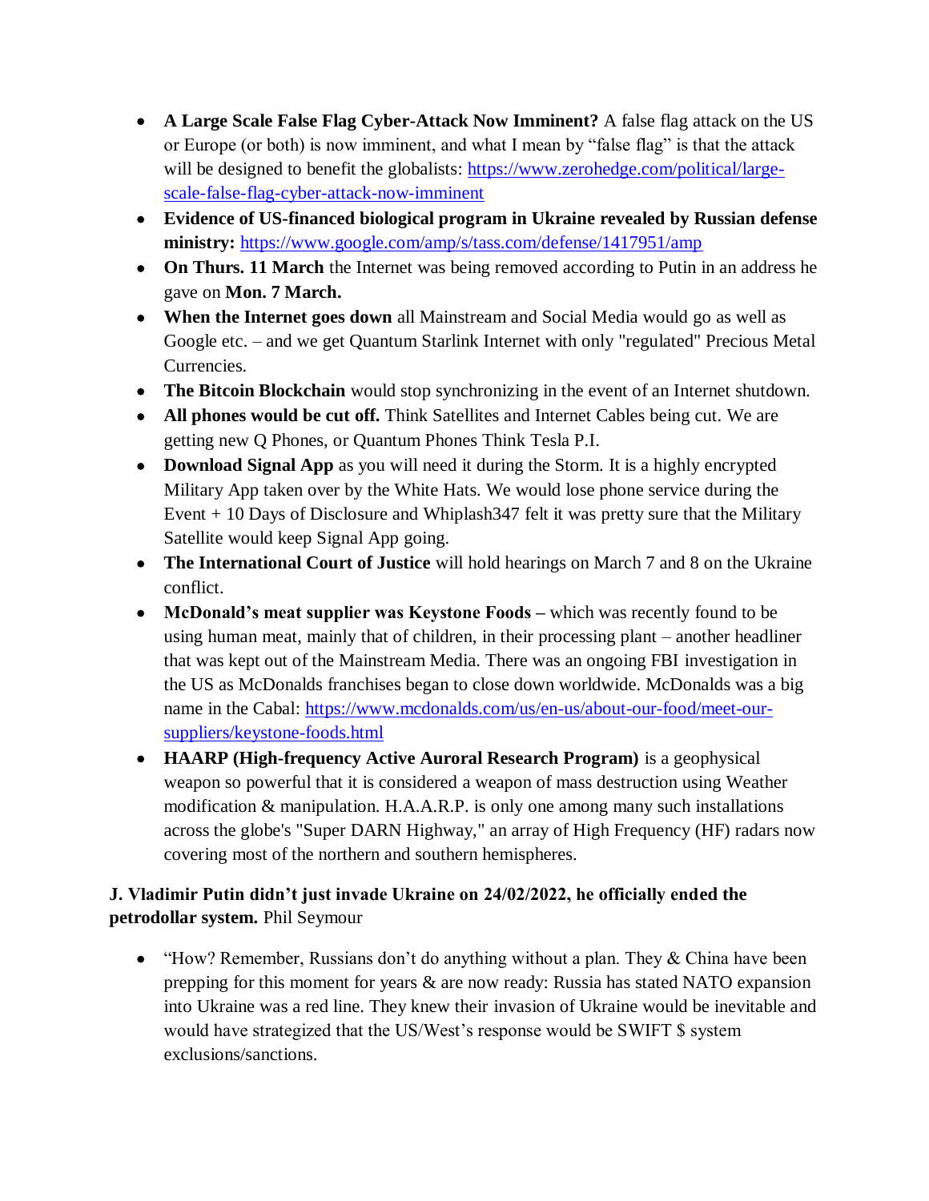- **A Large Scale False Flag Cyber-Attack Now Imminent?** A false flag attack on the US or Europe (or both) is now imminent, and what I mean by "false flag" is that the attack will be designed to benefit the globalists: [https://www.zerohedge.com/political/large-scale-false-flag-cyber-attack-now-imminent](https://www.zerohedge.com/political/large-scale-false-flag-cyber-attack-now-imminent)
- **Evidence of US-financed biological program in Ukraine revealed by Russian defense ministry:** [https://www.google.com/amp/s/tass.com/defense/1417951/amp](https://www.google.com/amp/s/tass.com/defense/1417951/amp)
- **On Thurs. 11 March** the Internet was being removed according to Putin in an address he gave on **Mon. 7 March.**
- **When the Internet goes down** all Mainstream and Social Media would go as well as Google etc. – and we get Quantum Starlink Internet with only "regulated" Precious Metal Currencies.
- **The Bitcoin Blockchain** would stop synchronizing in the event of an Internet shutdown.
- **All phones would be cut off.** Think Satellites and Internet Cables being cut. We are getting new Q Phones, or Quantum Phones Think Tesla P.I.
- **Download Signal App** as you will need it during the Storm. It is a highly encrypted Military App taken over by the White Hats. We would lose phone service during the Event + 10 Days of Disclosure and Whiplash347 felt it was pretty sure that the Military Satellite would keep Signal App going.
- **The International Court of Justice** will hold hearings on March 7 and 8 on the Ukraine conflict.
- **McDonald's meat supplier was Keystone Foods –** which was recently found to be using human meat, mainly that of children, in their processing plant – another headliner that was kept out of the Mainstream Media. There was an ongoing FBI investigation in the US as McDonalds franchises began to close down worldwide. McDonalds was a big name in the Cabal: [https://www.mcdonalds.com/us/en-us/about-our-food/meet-our-suppliers/keystone-foods.html](https://www.mcdonalds.com/us/en-us/about-our-food/meet-our-suppliers/keystone-foods.html)
- **HAARP (High-frequency Active Auroral Research Program)** is a geophysical weapon so powerful that it is considered a weapon of mass destruction using Weather modification & manipulation. H.A.A.R.P. is only one among many such installations across the globe's "Super DARN Highway," an array of High Frequency (HF) radars now covering most of the northern and southern hemispheres.

**J. Vladimir Putin didn't just invade Ukraine on 24/02/2022, he officially ended the petrodollar system.** Phil Seymour

- "How? Remember, Russians don't do anything without a plan. They & China have been prepping for this moment for years & are now ready: Russia has stated NATO expansion into Ukraine was a red line. They knew their invasion of Ukraine would be inevitable and would have strategized that the US/West's response would be SWIFT $ system exclusions/sanctions.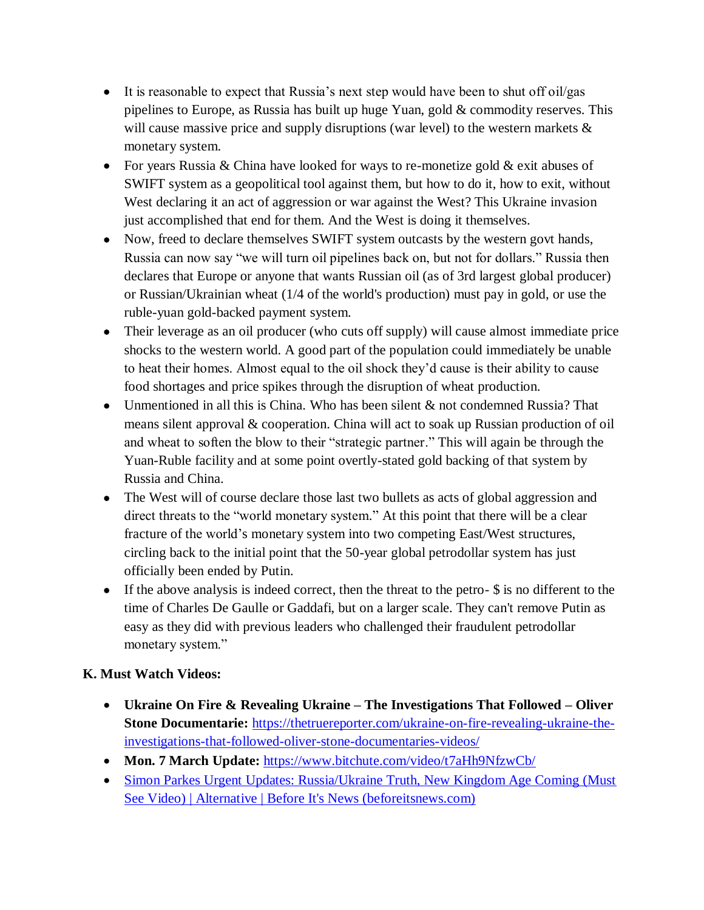- It is reasonable to expect that Russia's next step would have been to shut off oil/gas pipelines to Europe, as Russia has built up huge Yuan, gold & commodity reserves. This will cause massive price and supply disruptions (war level) to the western markets & monetary system.
- For years Russia & China have looked for ways to re-monetize gold & exit abuses of SWIFT system as a geopolitical tool against them, but how to do it, how to exit, without West declaring it an act of aggression or war against the West? This Ukraine invasion just accomplished that end for them. And the West is doing it themselves.
- Now, freed to declare themselves SWIFT system outcasts by the western govt hands, Russia can now say "we will turn oil pipelines back on, but not for dollars." Russia then declares that Europe or anyone that wants Russian oil (as of 3rd largest global producer) or Russian/Ukrainian wheat (1/4 of the world's production) must pay in gold, or use the ruble-yuan gold-backed payment system.
- Their leverage as an oil producer (who cuts off supply) will cause almost immediate price shocks to the western world. A good part of the population could immediately be unable to heat their homes. Almost equal to the oil shock they'd cause is their ability to cause food shortages and price spikes through the disruption of wheat production.
- Unmentioned in all this is China. Who has been silent & not condemned Russia? That means silent approval & cooperation. China will act to soak up Russian production of oil and wheat to soften the blow to their "strategic partner." This will again be through the Yuan-Ruble facility and at some point overtly-stated gold backing of that system by Russia and China.
- The West will of course declare those last two bullets as acts of global aggression and direct threats to the "world monetary system." At this point that there will be a clear fracture of the world's monetary system into two competing East/West structures, circling back to the initial point that the 50-year global petrodollar system has just officially been ended by Putin.
- If the above analysis is indeed correct, then the threat to the petro- $ is no different to the time of Charles De Gaulle or Gaddafi, but on a larger scale. They can't remove Putin as easy as they did with previous leaders who challenged their fraudulent petrodollar monetary system."

### K. Must Watch Videos:

- **Ukraine On Fire & Revealing Ukraine – The Investigations That Followed – Oliver Stone Documentarie:** https://thetruereporter.com/ukraine-on-fire-revealing-ukraine-the-investigations-that-followed-oliver-stone-documentaries-videos/
- **Mon. 7 March Update:** https://www.bitchute.com/video/t7aHh9NfzwCb/
- Simon Parkes Urgent Updates: Russia/Ukraine Truth, New Kingdom Age Coming (Must See Video) | Alternative | Before It's News (beforeitsnews.com)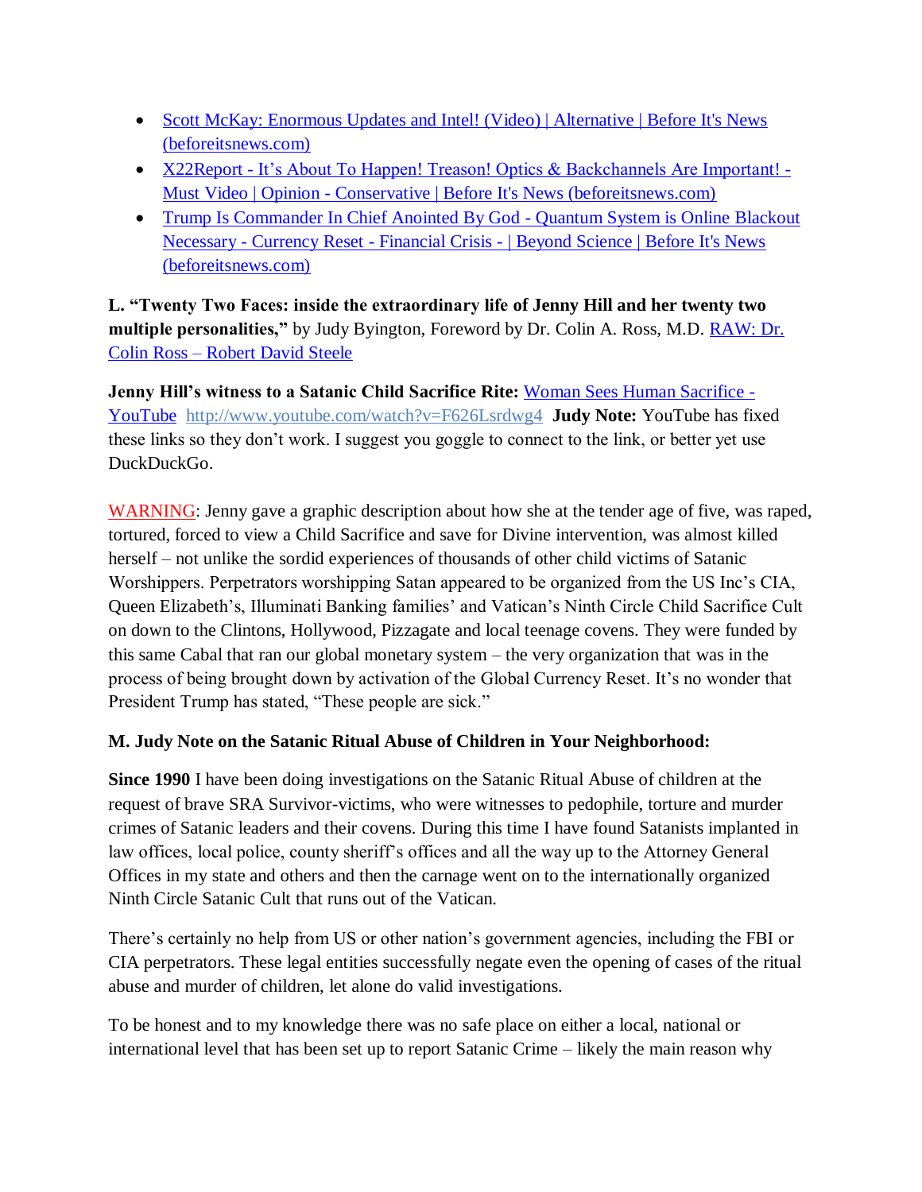- [Scott McKay: Enormous Updates and Intel! (Video) | Alternative | Before It's News (beforeitsnews.com)]
- [X22Report - It's About To Happen! Treason! Optics & Backchannels Are Important! - Must Video | Opinion - Conservative | Before It's News (beforeitsnews.com)]
- [Trump Is Commander In Chief Anointed By God - Quantum System is Online Blackout Necessary - Currency Reset - Financial Crisis - | Beyond Science | Before It's News (beforeitsnews.com)]

**L. "Twenty Two Faces: inside the extraordinary life of Jenny Hill and her twenty two multiple personalities,"** by Judy Byington, Foreword by Dr. Colin A. Ross, M.D. [RAW: Dr. Colin Ross – Robert David Steele]

**Jenny Hill's witness to a Satanic Child Sacrifice Rite:** [Woman Sees Human Sacrifice - YouTube] http://www.youtube.com/watch?v=F626Lsrdwg4 **Judy Note:** YouTube has fixed these links so they don't work. I suggest you goggle to connect to the link, or better yet use DuckDuckGo.

WARNING: Jenny gave a graphic description about how she at the tender age of five, was raped, tortured, forced to view a Child Sacrifice and save for Divine intervention, was almost killed herself – not unlike the sordid experiences of thousands of other child victims of Satanic Worshippers. Perpetrators worshipping Satan appeared to be organized from the US Inc's CIA, Queen Elizabeth's, Illuminati Banking families' and Vatican's Ninth Circle Child Sacrifice Cult on down to the Clintons, Hollywood, Pizzagate and local teenage covens. They were funded by this same Cabal that ran our global monetary system – the very organization that was in the process of being brought down by activation of the Global Currency Reset. It's no wonder that President Trump has stated, "These people are sick."

**M. Judy Note on the Satanic Ritual Abuse of Children in Your Neighborhood:**

**Since 1990** I have been doing investigations on the Satanic Ritual Abuse of children at the request of brave SRA Survivor-victims, who were witnesses to pedophile, torture and murder crimes of Satanic leaders and their covens. During this time I have found Satanists implanted in law offices, local police, county sheriff's offices and all the way up to the Attorney General Offices in my state and others and then the carnage went on to the internationally organized Ninth Circle Satanic Cult that runs out of the Vatican.

There's certainly no help from US or other nation's government agencies, including the FBI or CIA perpetrators. These legal entities successfully negate even the opening of cases of the ritual abuse and murder of children, let alone do valid investigations.

To be honest and to my knowledge there was no safe place on either a local, national or international level that has been set up to report Satanic Crime – likely the main reason why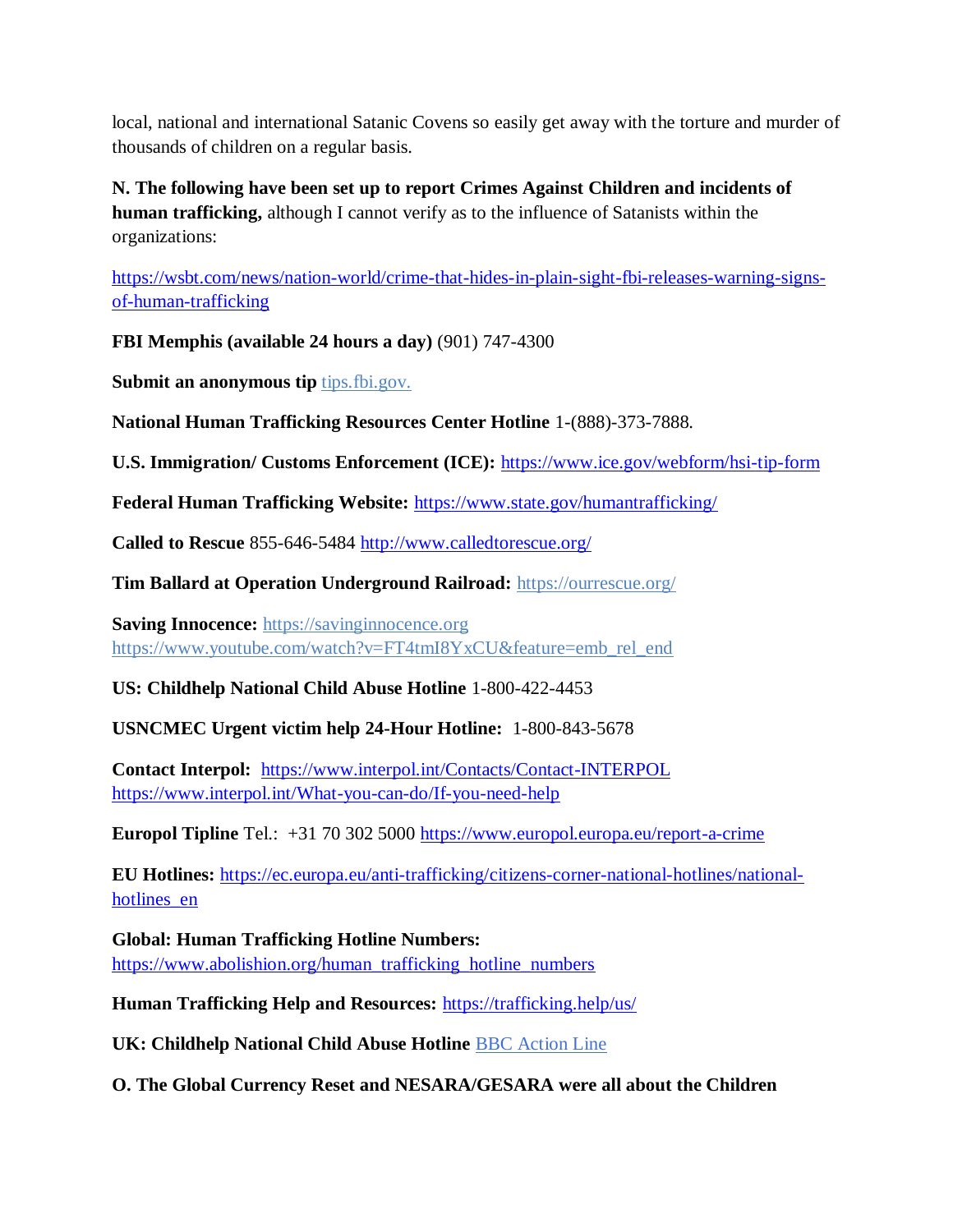local, national and international Satanic Covens so easily get away with the torture and murder of thousands of children on a regular basis.

**N. The following have been set up to report Crimes Against Children and incidents of human trafficking,** although I cannot verify as to the influence of Satanists within the organizations:

https://wsbt.com/news/nation-world/crime-that-hides-in-plain-sight-fbi-releases-warning-signs-of-human-trafficking

**FBI Memphis (available 24 hours a day)** (901) 747-4300

**Submit an anonymous tip** tips.fbi.gov.

**National Human Trafficking Resources Center Hotline** 1-(888)-373-7888.

**U.S. Immigration/ Customs Enforcement (ICE):** https://www.ice.gov/webform/hsi-tip-form

**Federal Human Trafficking Website:** https://www.state.gov/humantrafficking/

**Called to Rescue** 855-646-5484 http://www.calledtorescue.org/

**Tim Ballard at Operation Underground Railroad:** https://ourrescue.org/

**Saving Innocence:** https://savinginnocence.org
https://www.youtube.com/watch?v=FT4tmI8YxCU&feature=emb_rel_end

**US: Childhelp National Child Abuse Hotline** 1-800-422-4453

**USNCMEC Urgent victim help 24-Hour Hotline:** 1-800-843-5678

**Contact Interpol:** https://www.interpol.int/Contacts/Contact-INTERPOL
https://www.interpol.int/What-you-can-do/If-you-need-help

**Europol Tipline** Tel.: +31 70 302 5000 https://www.europol.europa.eu/report-a-crime

**EU Hotlines:** https://ec.europa.eu/anti-trafficking/citizens-corner-national-hotlines/national-hotlines_en

**Global: Human Trafficking Hotline Numbers:**
https://www.abolishion.org/human_trafficking_hotline_numbers

**Human Trafficking Help and Resources:** https://trafficking.help/us/

**UK: Childhelp National Child Abuse Hotline** BBC Action Line

**O. The Global Currency Reset and NESARA/GESARA were all about the Children**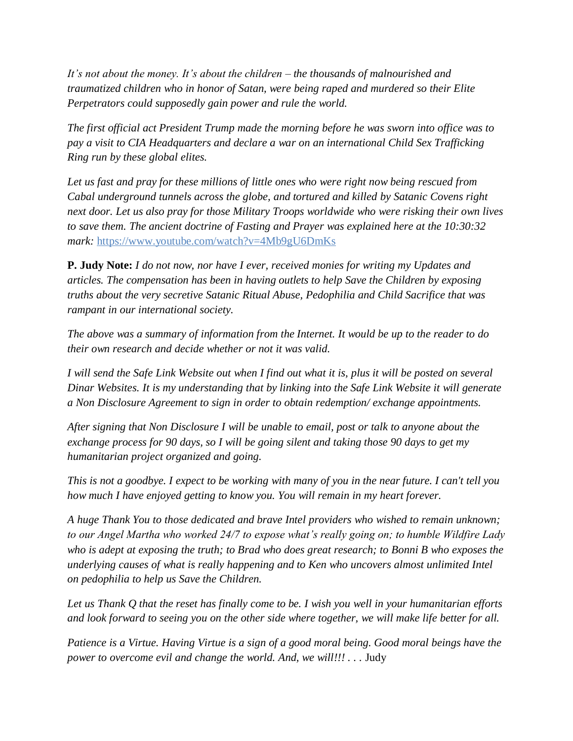*It's not about the money. It's about the children – the thousands of malnourished and traumatized children who in honor of Satan, were being raped and murdered so their Elite Perpetrators could supposedly gain power and rule the world.*

*The first official act President Trump made the morning before he was sworn into office was to pay a visit to CIA Headquarters and declare a war on an international Child Sex Trafficking Ring run by these global elites.*

*Let us fast and pray for these millions of little ones who were right now being rescued from Cabal underground tunnels across the globe, and tortured and killed by Satanic Covens right next door. Let us also pray for those Military Troops worldwide who were risking their own lives to save them. The ancient doctrine of Fasting and Prayer was explained here at the 10:30:32 mark:* https://www.youtube.com/watch?v=4Mb9gU6DmKs

**P. Judy Note:** *I do not now, nor have I ever, received monies for writing my Updates and articles. The compensation has been in having outlets to help Save the Children by exposing truths about the very secretive Satanic Ritual Abuse, Pedophilia and Child Sacrifice that was rampant in our international society.*

*The above was a summary of information from the Internet. It would be up to the reader to do their own research and decide whether or not it was valid.*

*I will send the Safe Link Website out when I find out what it is, plus it will be posted on several Dinar Websites. It is my understanding that by linking into the Safe Link Website it will generate a Non Disclosure Agreement to sign in order to obtain redemption/ exchange appointments.*

*After signing that Non Disclosure I will be unable to email, post or talk to anyone about the exchange process for 90 days, so I will be going silent and taking those 90 days to get my humanitarian project organized and going.*

*This is not a goodbye. I expect to be working with many of you in the near future. I can't tell you how much I have enjoyed getting to know you. You will remain in my heart forever.*

*A huge Thank You to those dedicated and brave Intel providers who wished to remain unknown; to our Angel Martha who worked 24/7 to expose what's really going on; to humble Wildfire Lady who is adept at exposing the truth; to Brad who does great research; to Bonni B who exposes the underlying causes of what is really happening and to Ken who uncovers almost unlimited Intel on pedophilia to help us Save the Children.*

*Let us Thank Q that the reset has finally come to be. I wish you well in your humanitarian efforts and look forward to seeing you on the other side where together, we will make life better for all.*

*Patience is a Virtue. Having Virtue is a sign of a good moral being. Good moral beings have the power to overcome evil and change the world. And, we will!!! . . .* Judy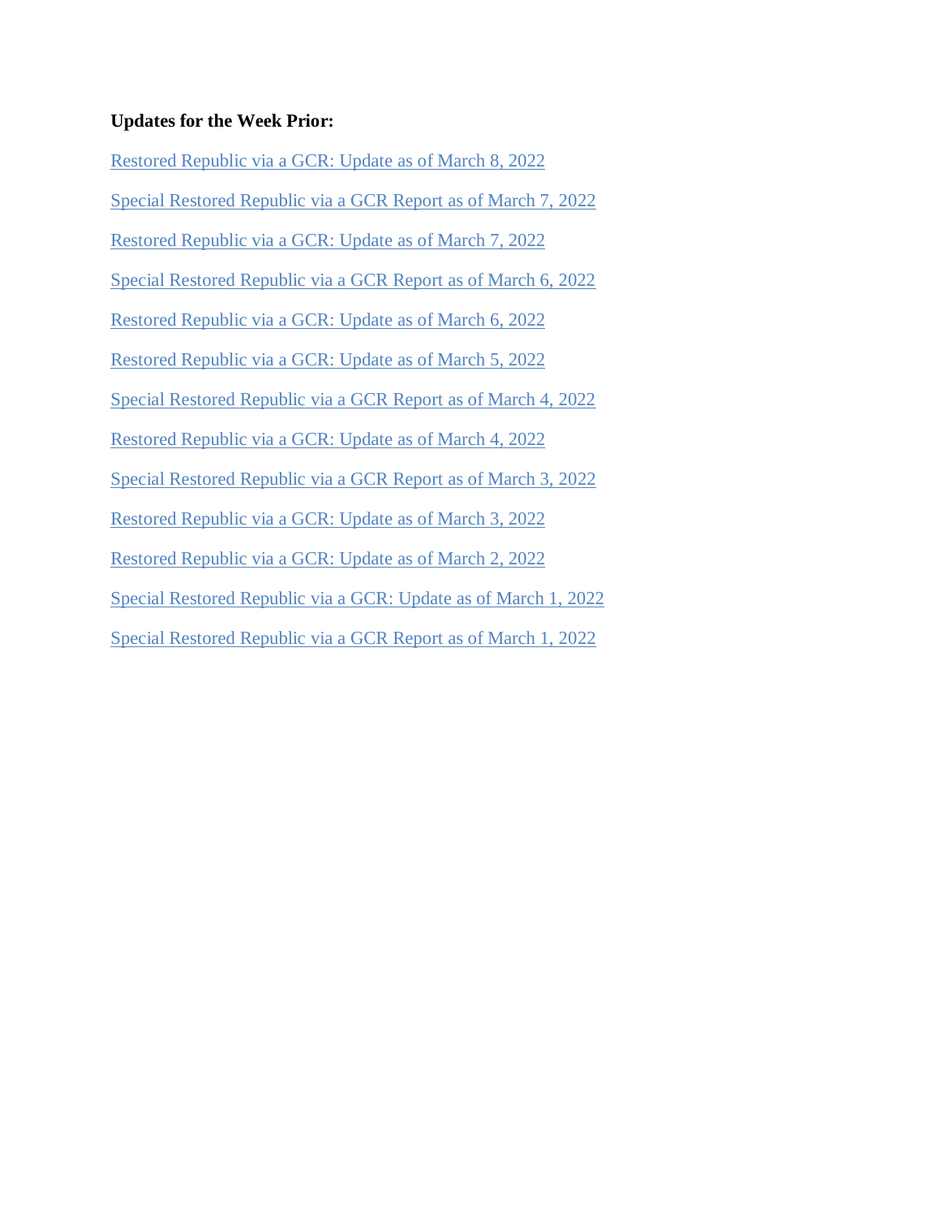**Updates for the Week Prior:**

Restored Republic via a GCR: Update as of March 8, 2022

Special Restored Republic via a GCR Report as of March 7, 2022

Restored Republic via a GCR: Update as of March 7, 2022

Special Restored Republic via a GCR Report as of March 6, 2022

Restored Republic via a GCR: Update as of March 6, 2022

Restored Republic via a GCR: Update as of March 5, 2022

Special Restored Republic via a GCR Report as of March 4, 2022

Restored Republic via a GCR: Update as of March 4, 2022

Special Restored Republic via a GCR Report as of March 3, 2022

Restored Republic via a GCR: Update as of March 3, 2022

Restored Republic via a GCR: Update as of March 2, 2022

Special Restored Republic via a GCR: Update as of March 1, 2022

Special Restored Republic via a GCR Report as of March 1, 2022